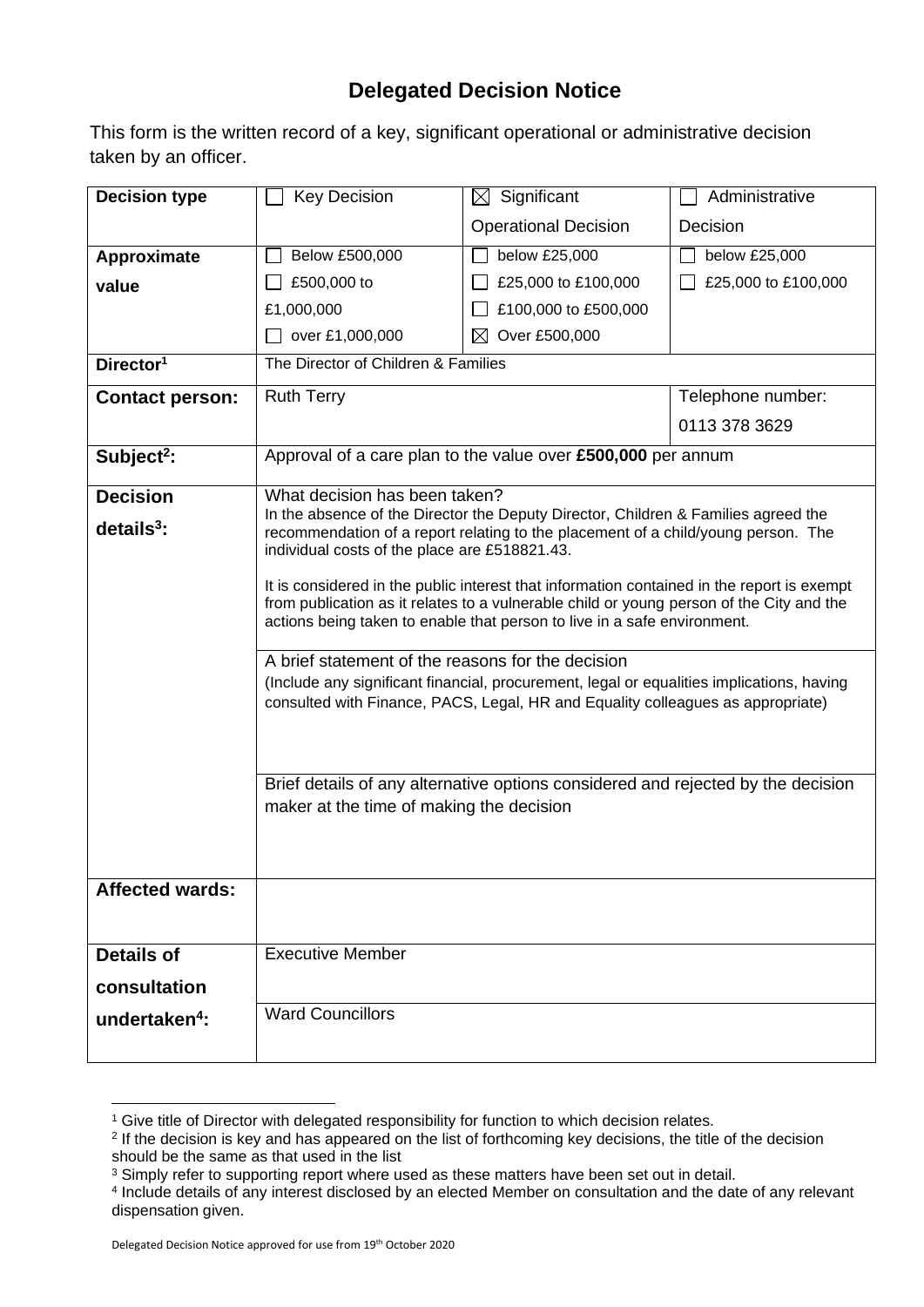# Delegated Decision Notice

This form is the written record of a key, significant operational or administrative decision taken by an officer.

| **Decision type** | ☐ Key Decision | ☒ Significant Operational Decision | ☐ Administrative Decision |
|---|---|---|---|
| **Approximate value** | ☐ Below £500,000<br>☐ £500,000 to £1,000,000<br>☐ over £1,000,000 | ☐ below £25,000<br>☐ £25,000 to £100,000<br>☐ £100,000 to £500,000<br>☒ Over £500,000 | ☐ below £25,000<br>☐ £25,000 to £100,000 |
| **Director[1]** | The Director of Children & Families | | |
| **Contact person:** | Ruth Terry | | Telephone number:<br>0113 378 3629 |
| **Subject[2]:** | Approval of a care plan to the value over **£500,000** per annum | | |
| **Decision details[3]:** | What decision has been taken?<br>In the absence of the Director the Deputy Director, Children & Families agreed the recommendation of a report relating to the placement of a child/young person. The individual costs of the place are £518821.43.<br><br>It is considered in the public interest that information contained in the report is exempt from publication as it relates to a vulnerable child or young person of the City and the actions being taken to enable that person to live in a safe environment. | | |
| | A brief statement of the reasons for the decision<br>(Include any significant financial, procurement, legal or equalities implications, having consulted with Finance, PACS, Legal, HR and Equality colleagues as appropriate) | | |
| | Brief details of any alternative options considered and rejected by the decision maker at the time of making the decision | | |
| **Affected wards:** | | | |
| **Details of consultation undertaken[4]:** | Executive Member | | |
| | Ward Councillors | | |

[1] Give title of Director with delegated responsibility for function to which decision relates.
[2] If the decision is key and has appeared on the list of forthcoming key decisions, the title of the decision should be the same as that used in the list
[3] Simply refer to supporting report where used as these matters have been set out in detail.
[4] Include details of any interest disclosed by an elected Member on consultation and the date of any relevant dispensation given.

Delegated Decision Notice approved for use from 19th October 2020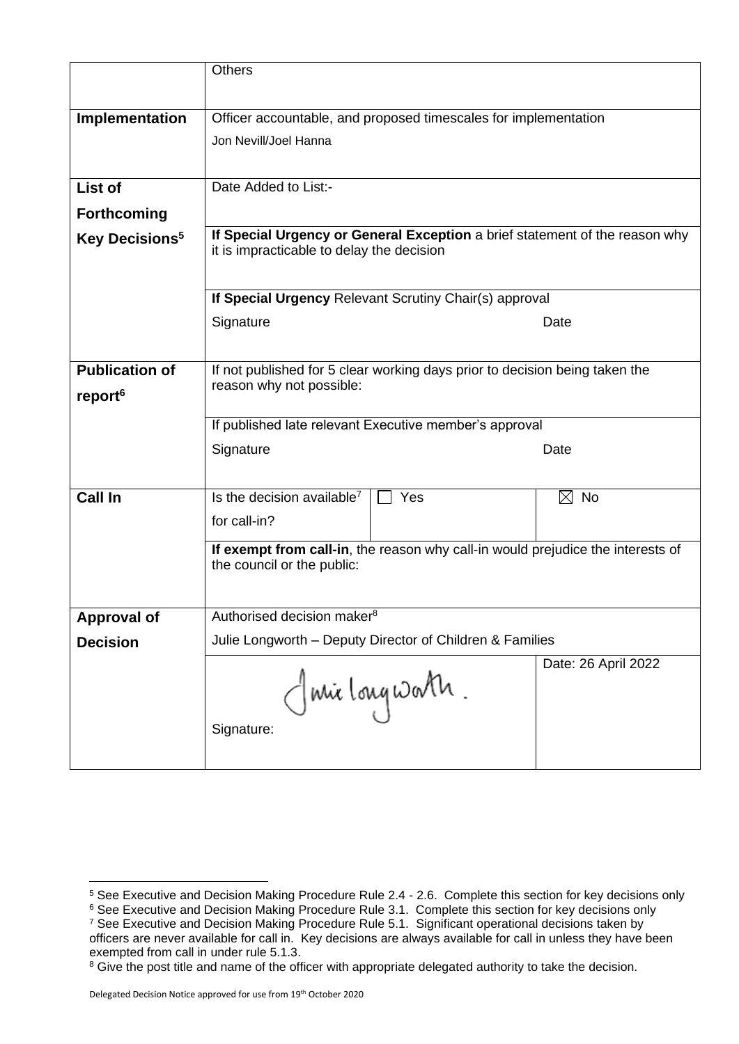| | | | |
|---|---|---|---|
| | Others | | |
| **Implementation** | Officer accountable, and proposed timescales for implementation<br>Jon Nevill/Joel Hanna | | |
| **List of Forthcoming Key Decisions**[5] | Date Added to List:- | | |
| | **If Special Urgency or General Exception** a brief statement of the reason why it is impracticable to delay the decision | | |
| | **If Special Urgency** Relevant Scrutiny Chair(s) approval<br>Signature | | Date |
| **Publication of report**[6] | If not published for 5 clear working days prior to decision being taken the reason why not possible: | | |
| | If published late relevant Executive member's approval<br>Signature | | Date |
| **Call In** | Is the decision available[7] for call-in? | ☐ Yes | ☒ No |
| | **If exempt from call-in**, the reason why call-in would prejudice the interests of the council or the public: | | |
| **Approval of Decision** | Authorised decision maker[8]<br>Julie Longworth – Deputy Director of Children & Families | | |
| | Signature: Julie Longworth. | | Date: 26 April 2022 |

[5] See Executive and Decision Making Procedure Rule 2.4 - 2.6. Complete this section for key decisions only

[6] See Executive and Decision Making Procedure Rule 3.1. Complete this section for key decisions only

[7] See Executive and Decision Making Procedure Rule 5.1. Significant operational decisions taken by officers are never available for call in. Key decisions are always available for call in unless they have been exempted from call in under rule 5.1.3.

[8] Give the post title and name of the officer with appropriate delegated authority to take the decision.

Delegated Decision Notice approved for use from 19th October 2020